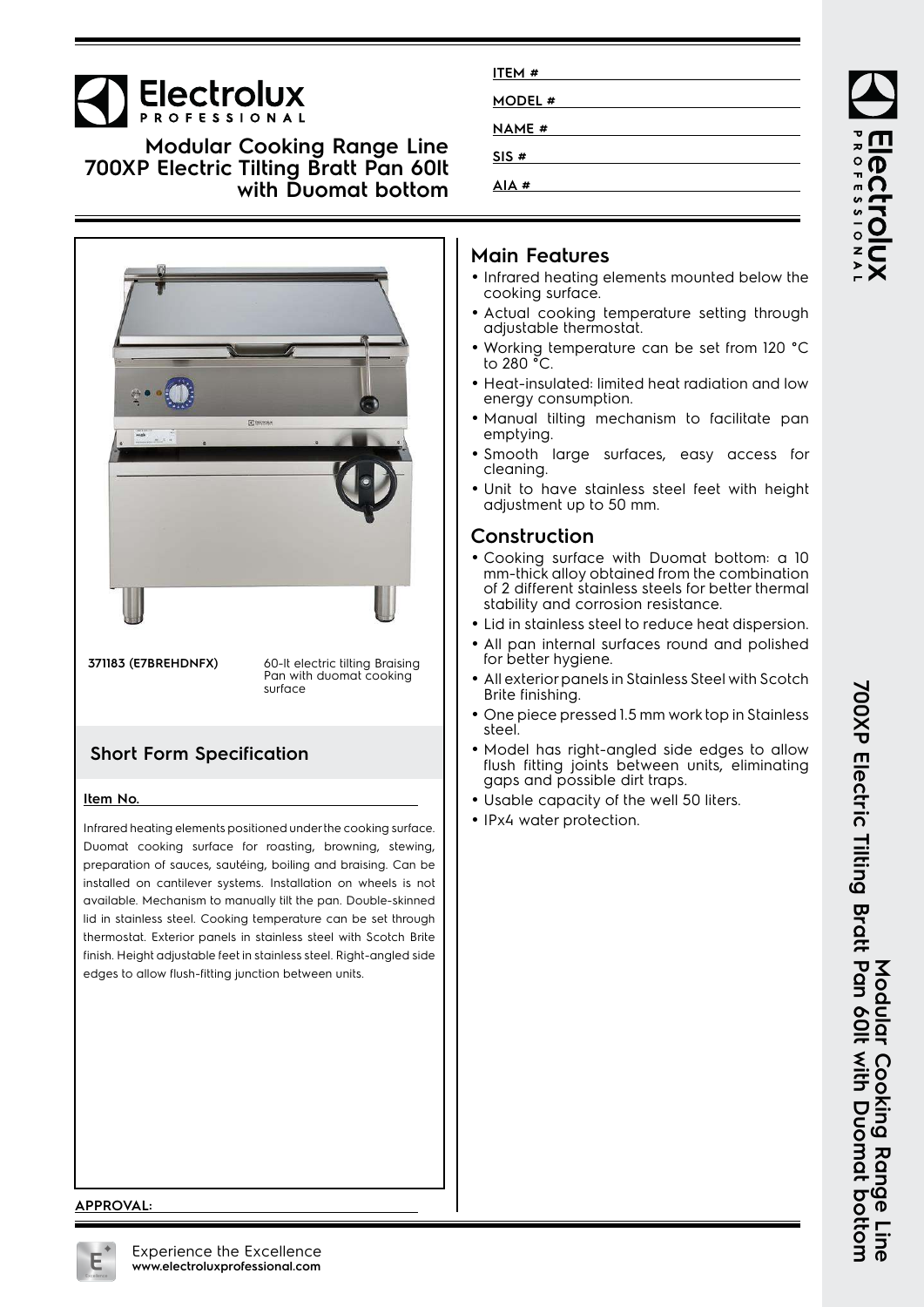# Electrolux PROFESSIONAL

## Modular Cooking Range Line 700XP Electric Tilting Bratt Pan 60lt with Duomat bottom

ITEM #

MODEL #

NAME #

SIS #

AIA #

**371183 (E7BREHDNFX)** 60-lt electric tilting Braising Pan with duomat cooking surface

## Short Form Specification

**Item No.**

Infrared heating elements positioned under the cooking surface. Duomat cooking surface for roasting, browning, stewing, preparation of sauces, sautéing, boiling and braising. Can be installed on cantilever systems. Installation on wheels is not available. Mechanism to manually tilt the pan. Double-skinned lid in stainless steel. Cooking temperature can be set through thermostat. Exterior panels in stainless steel with Scotch Brite finish. Height adjustable feet in stainless steel. Right-angled side edges to allow flush-fitting junction between units.

## Main Features

- Infrared heating elements mounted below the cooking surface.
- Actual cooking temperature setting through adjustable thermostat.
- Working temperature can be set from 120 °C to 280 °C.
- Heat-insulated: limited heat radiation and low energy consumption.
- Manual tilting mechanism to facilitate pan emptying.
- Smooth large surfaces, easy access for cleaning.
- Unit to have stainless steel feet with height adjustment up to 50 mm.

## Construction

- Cooking surface with Duomat bottom: a 10 mm-thick alloy obtained from the combination of 2 different stainless steels for better thermal stability and corrosion resistance.
- Lid in stainless steel to reduce heat dispersion.
- All pan internal surfaces round and polished for better hygiene.
- All exterior panels in Stainless Steel with Scotch Brite finishing.
- One piece pressed 1.5 mm work top in Stainless steel.
- Model has right-angled side edges to allow flush fitting joints between units, eliminating gaps and possible dirt traps.
- Usable capacity of the well 50 liters.
- IPx4 water protection.

**APPROVAL:**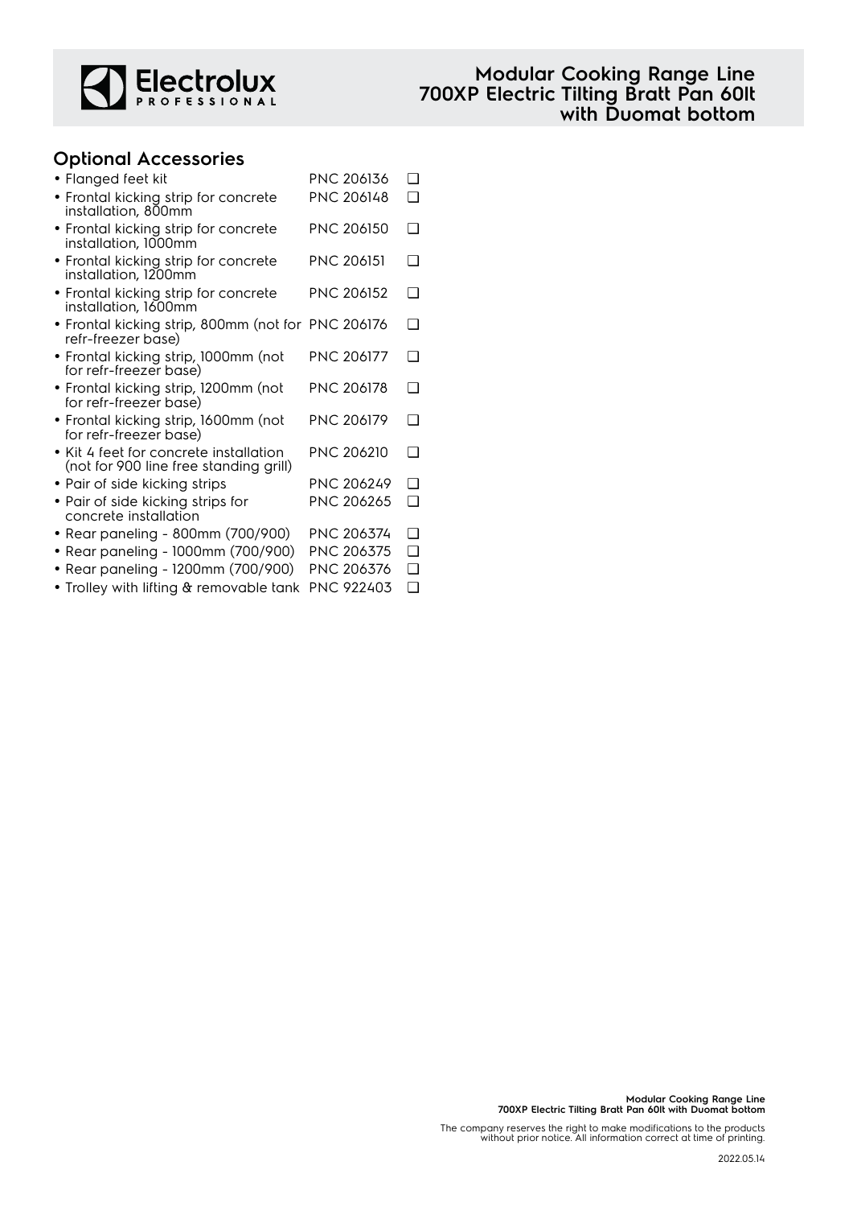## Optional Accessories

| | | |
|---|---|---|
| • Flanged feet kit | PNC 206136 | ❑ |
| • Frontal kicking strip for concrete installation, 800mm | PNC 206148 | ❑ |
| • Frontal kicking strip for concrete installation, 1000mm | PNC 206150 | ❑ |
| • Frontal kicking strip for concrete installation, 1200mm | PNC 206151 | ❑ |
| • Frontal kicking strip for concrete installation, 1600mm | PNC 206152 | ❑ |
| • Frontal kicking strip, 800mm (not for refr-freezer base) | PNC 206176 | ❑ |
| • Frontal kicking strip, 1000mm (not for refr-freezer base) | PNC 206177 | ❑ |
| • Frontal kicking strip, 1200mm (not for refr-freezer base) | PNC 206178 | ❑ |
| • Frontal kicking strip, 1600mm (not for refr-freezer base) | PNC 206179 | ❑ |
| • Kit 4 feet for concrete installation (not for 900 line free standing grill) | PNC 206210 | ❑ |
| • Pair of side kicking strips | PNC 206249 | ❑ |
| • Pair of side kicking strips for concrete installation | PNC 206265 | ❑ |
| • Rear paneling - 800mm (700/900) | PNC 206374 | ❑ |
| • Rear paneling - 1000mm (700/900) | PNC 206375 | ❑ |
| • Rear paneling - 1200mm (700/900) | PNC 206376 | ❑ |
| • Trolley with lifting & removable tank | PNC 922403 | ❑ |

The company reserves the right to make modifications to the products without prior notice. All information correct at time of printing.

2022.05.14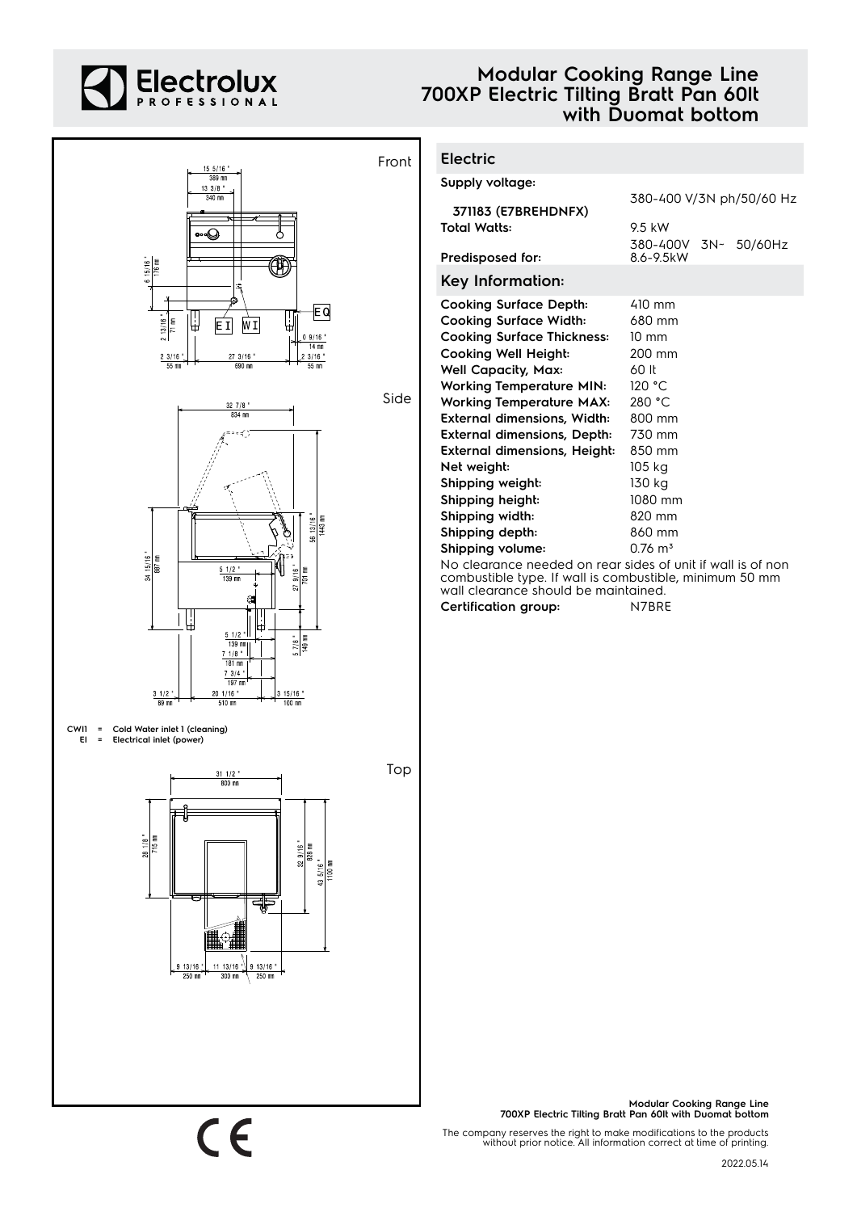# Modular Cooking Range Line 700XP Electric Tilting Bratt Pan 60lt with Duomat bottom

Front

15 5/16 "
389 mm
13 3/8 "
340 mm
6 15/16 "
176 mm
2 13/16 "
71 mm
EQ
EI
WI
0 9/16 "
14 mm
2 3/16 "
55 mm
27 3/16 "
690 mm
2 3/16 "
55 mm

Side

32 7/8 "
834 mm
56 13/16 "
1443 mm
34 15/16 "
887 mm
5 1/2 "
139 mm
27 9/16 "
701 mm
5 1/2 "
139 mm
7 1/8 "
181 mm
7 3/4 "
197 mm
5 7/8 "
149 mm
3 1/2 "
89 mm
20 1/16 "
510 mm
3 15/16 "
100 mm

CWI1 = Cold Water inlet 1 (cleaning)
EI = Electrical inlet (power)

Top

31 1/2 "
800 mm
28 1/8 "
715 mm
32 9/16 "
828 mm
43 5/16 "
1100 mm
9 13/16 "
250 mm
11 13/16 "
300 mm
9 13/16 "
250 mm

## Electric

| | |
|---|---|
| **Supply voltage:** | |
| 371183 (E7BREHDNFX) | 380-400 V/3N ph/50/60 Hz |
| **Total Watts:** | 9.5 kW |
| **Predisposed for:** | 380-400V 3N~ 50/60Hz 8.6-9.5kW |

## Key Information:

| | |
|---|---|
| **Cooking Surface Depth:** | 410 mm |
| **Cooking Surface Width:** | 680 mm |
| **Cooking Surface Thickness:** | 10 mm |
| **Cooking Well Height:** | 200 mm |
| **Well Capacity, Max:** | 60 lt |
| **Working Temperature MIN:** | 120 °C |
| **Working Temperature MAX:** | 280 °C |
| **External dimensions, Width:** | 800 mm |
| **External dimensions, Depth:** | 730 mm |
| **External dimensions, Height:** | 850 mm |
| **Net weight:** | 105 kg |
| **Shipping weight:** | 130 kg |
| **Shipping height:** | 1080 mm |
| **Shipping width:** | 820 mm |
| **Shipping depth:** | 860 mm |
| **Shipping volume:** | 0.76 m³ |

No clearance needed on rear sides of unit if wall is of non combustible type. If wall is combustible, minimum 50 mm wall clearance should be maintained.

**Certification group:** N7BRE

The company reserves the right to make modifications to the products without prior notice. All information correct at time of printing.

2022.05.14